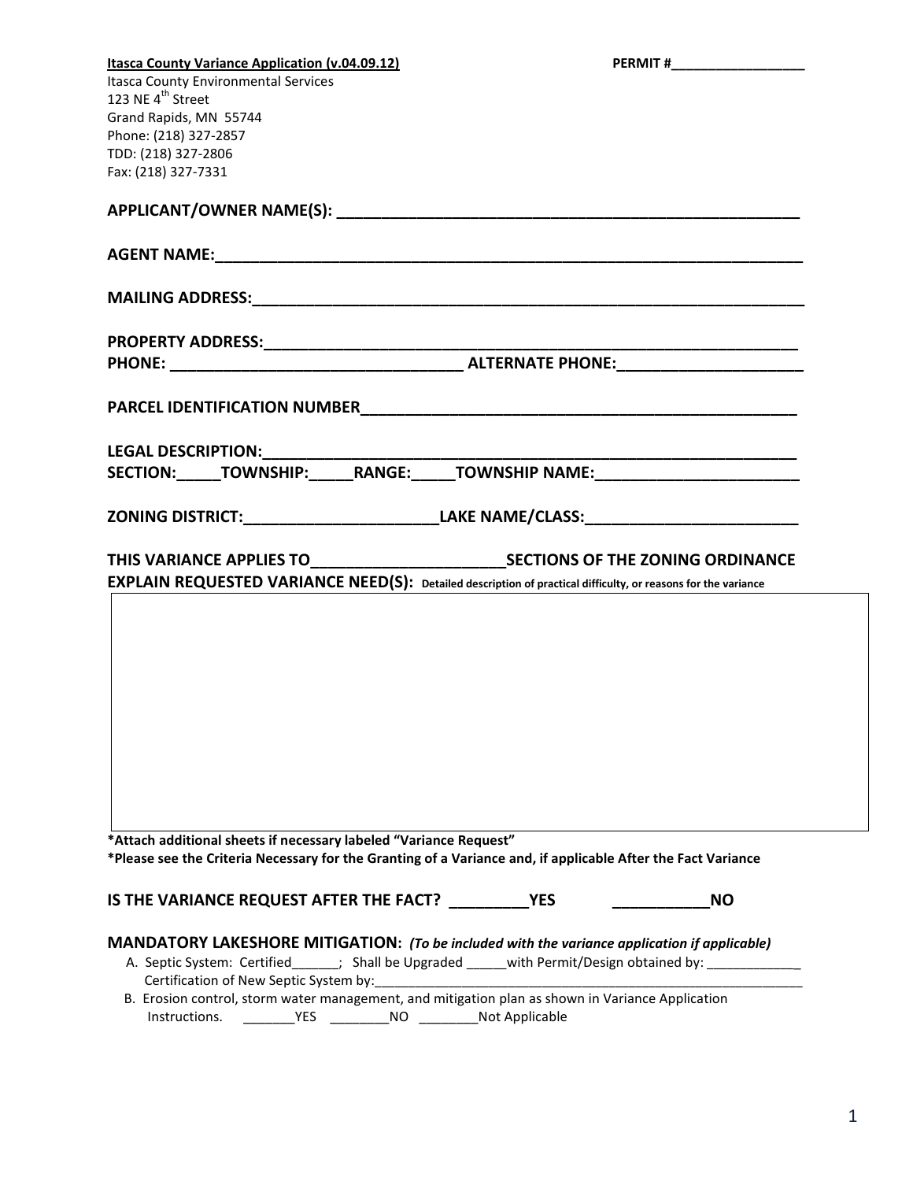**Itasca County Variance Application (v.04.09.12)** **PERMIT #__________________**

Itasca County Environmental Services
123 NE 4th Street
Grand Rapids, MN 55744
Phone: (218) 327-2857
TDD: (218) 327-2806
Fax: (218) 327-7331

**APPLICANT/OWNER NAME(S): ________________________________________________________**

**AGENT NAME:_____________________________________________________________________**

**MAILING ADDRESS:________________________________________________________________**

**PROPERTY ADDRESS:_______________________________________________________________**

**PHONE: __________________________________ ALTERNATE PHONE:_____________________**

**PARCEL IDENTIFICATION NUMBER___________________________________________________**

**LEGAL DESCRIPTION:______________________________________________________________**

**SECTION:_____TOWNSHIP:_____RANGE:_____TOWNSHIP NAME:_______________________**

**ZONING DISTRICT:______________________LAKE NAME/CLASS:________________________**

**THIS VARIANCE APPLIES TO______________________SECTIONS OF THE ZONING ORDINANCE**

**EXPLAIN REQUESTED VARIANCE NEED(S):** **Detailed description of practical difficulty, or reasons for the variance**

| |
|---|
| |

**\*Attach additional sheets if necessary labeled "Variance Request"**

**\*Please see the Criteria Necessary for the Granting of a Variance and, if applicable After the Fact Variance**

**IS THE VARIANCE REQUEST AFTER THE FACT? _________YES ___________NO**

**MANDATORY LAKESHORE MITIGATION:** ***(To be included with the variance application if applicable)***

A. Septic System: Certified______; Shall be Upgraded _____with Permit/Design obtained by: _____________
   Certification of New Septic System by:____________________________________________________________
B. Erosion control, storm water management, and mitigation plan as shown in Variance Application Instructions. _______YES ________NO ________Not Applicable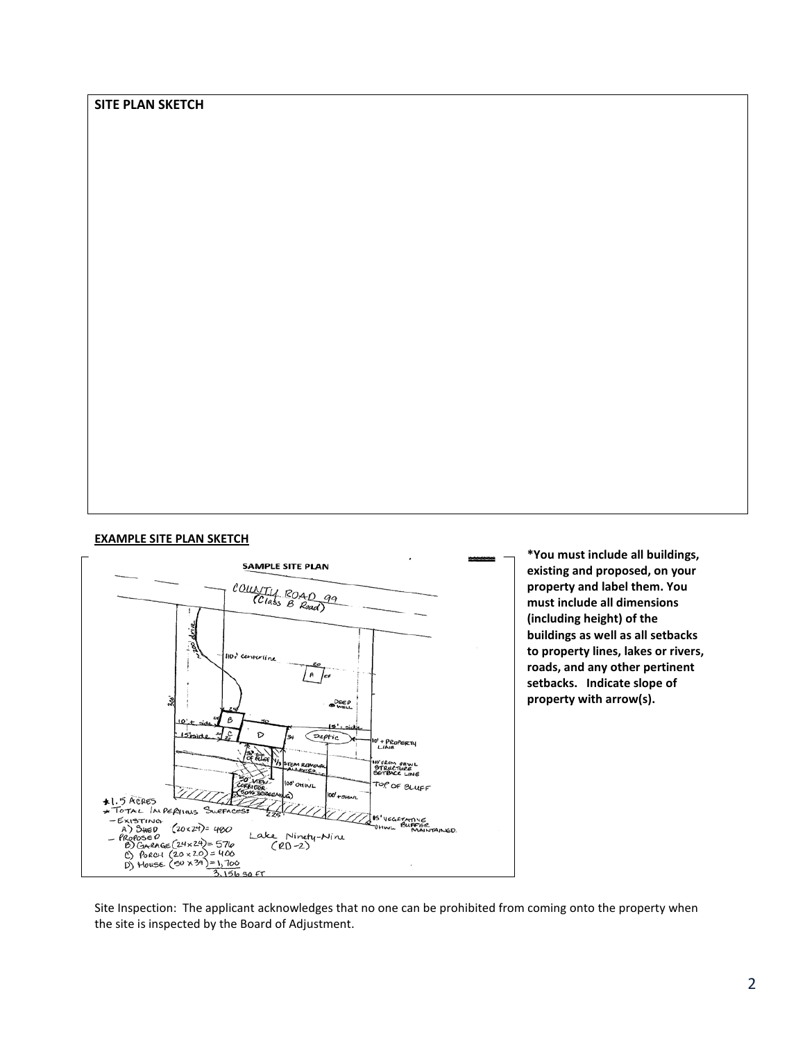**SITE PLAN SKETCH**

**EXAMPLE SITE PLAN SKETCH**

**SAMPLE SITE PLAN**

COUNTY ROAD 99 (Class B Road)

110' centerline

300'

10' + side

15' side

15' + side

DEEP WELL

Septic

10' + PROPERTY LINE

110' FROM OHWL STRUCTURE SETBACK LINE

TOP OF BLUFF

30' TOP OF BLUFF

1/3 STEM REMOVAL ALLOWED

50' VIEW CORRIDOR (50% SCREENING)

100' OHWL

100' + OHWL

225'

15' VEGETATIVE OHWL BUFFER MAINTAINED.

Lake Ninety-Nine (RD-2)

*1.5 ACRES
*TOTAL IMPERVIOUS SURFACES:
- EXISTING
  A) SHED (20×24) = 480
- PROPOSED
  B) GARAGE (24×24) = 576
  C) PORCH (20×20) = 400
  D) HOUSE (50×34) = 1,700
  3,156 SQ FT

**\*You must include all buildings, existing and proposed, on your property and label them. You must include all dimensions (including height) of the buildings as well as all setbacks to property lines, lakes or rivers, roads, and any other pertinent setbacks. Indicate slope of property with arrow(s).**

Site Inspection: The applicant acknowledges that no one can be prohibited from coming onto the property when the site is inspected by the Board of Adjustment.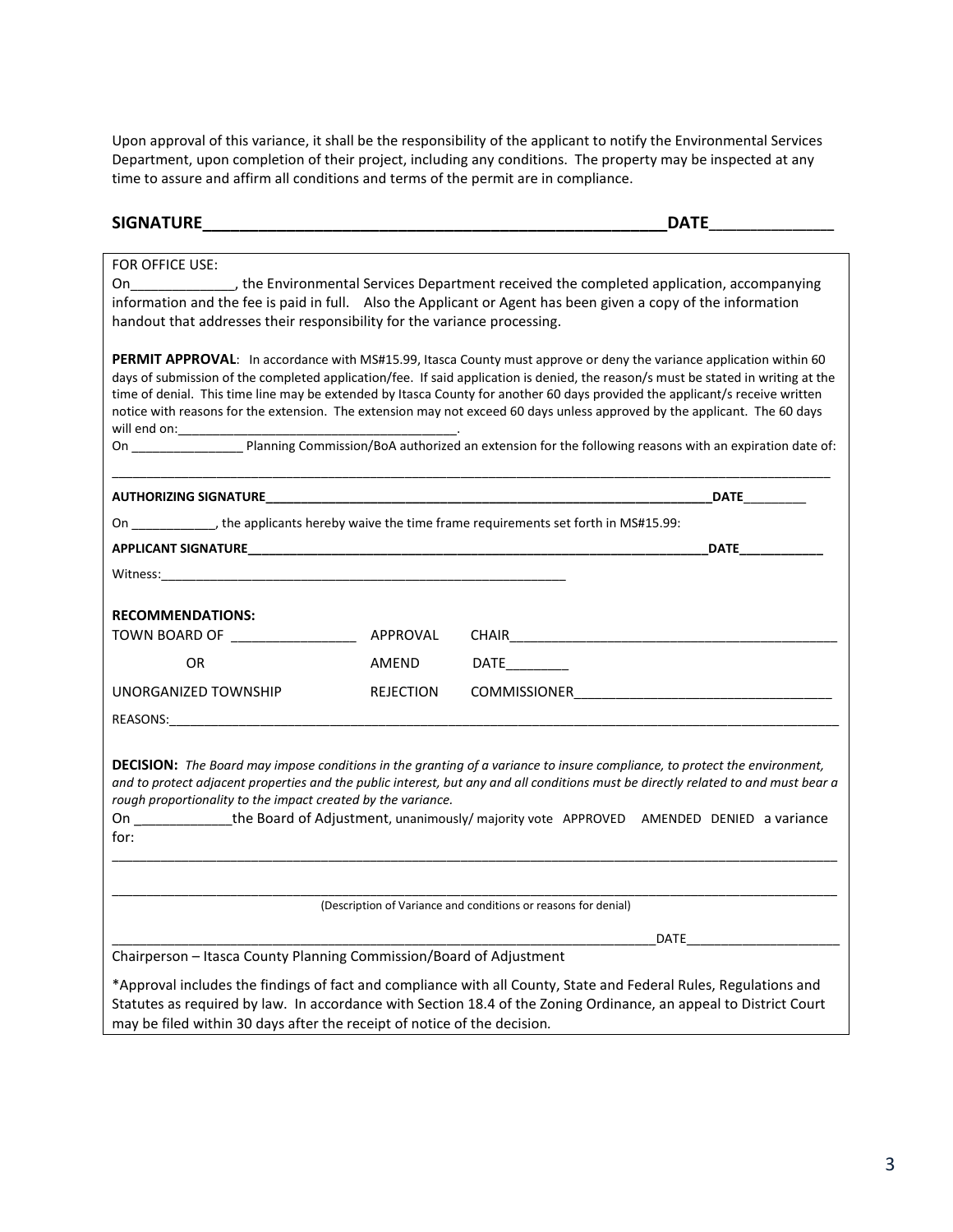Upon approval of this variance, it shall be the responsibility of the applicant to notify the Environmental Services Department, upon completion of their project, including any conditions. The property may be inspected at any time to assure and affirm all conditions and terms of the permit are in compliance.

**SIGNATURE**_____________________________________________________**DATE**______________

FOR OFFICE USE:

On______________, the Environmental Services Department received the completed application, accompanying information and the fee is paid in full. Also the Applicant or Agent has been given a copy of the information handout that addresses their responsibility for the variance processing.

**PERMIT APPROVAL**: In accordance with MS#15.99, Itasca County must approve or deny the variance application within 60 days of submission of the completed application/fee. If said application is denied, the reason/s must be stated in writing at the time of denial. This time line may be extended by Itasca County for another 60 days provided the applicant/s receive written notice with reasons for the extension. The extension may not exceed 60 days unless approved by the applicant. The 60 days will end on:_________________________________________.

On ________________ Planning Commission/BoA authorized an extension for the following reasons with an expiration date of:

____________________________________________________________________________________________________

**AUTHORIZING SIGNATURE**_________________________________________________________________**DATE**_________

On ____________, the applicants hereby waive the time frame requirements set forth in MS#15.99:

**APPLICANT SIGNATURE**___________________________________________________________________**DATE**____________

Witness:____________________________________________________________

**RECOMMENDATIONS:**

| | | |
|---|---|---|
| TOWN BOARD OF ________________ | APPROVAL | CHAIR____________________________________________ |
| OR | AMEND | DATE________ |
| UNORGANIZED TOWNSHIP | REJECTION | COMMISSIONER_________________________________ |

REASONS:____________________________________________________________________________________________________

**DECISION:** *The Board may impose conditions in the granting of a variance to insure compliance, to protect the environment, and to protect adjacent properties and the public interest, but any and all conditions must be directly related to and must bear a rough proportionality to the impact created by the variance.*

On _____________the Board of Adjustment, unanimously/ majority vote APPROVED AMENDED DENIED a variance for:

____________________________________________________________________________________________________

____________________________________________________________________________________________________

(Description of Variance and conditions or reasons for denial)

_______________________________________________________________________________DATE______________________

Chairperson – Itasca County Planning Commission/Board of Adjustment

*Approval includes the findings of fact and compliance with all County, State and Federal Rules, Regulations and Statutes as required by law. In accordance with Section 18.4 of the Zoning Ordinance, an appeal to District Court may be filed within 30 days after the receipt of notice of the decision.